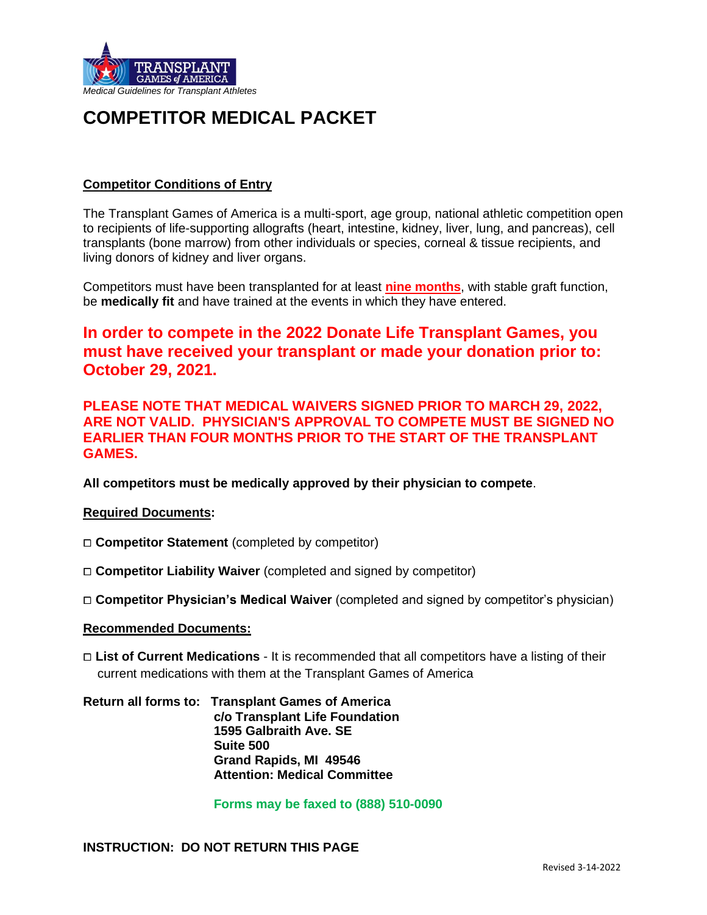*Medical Guidelines for Transplant Athletes*

# COMPETITOR MEDICAL PACKET

**Competitor Conditions of Entry**

The Transplant Games of America is a multi-sport, age group, national athletic competition open to recipients of life-supporting allografts (heart, intestine, kidney, liver, lung, and pancreas), cell transplants (bone marrow) from other individuals or species, corneal & tissue recipients, and living donors of kidney and liver organs.

Competitors must have been transplanted for at least **nine months**, with stable graft function, be **medically fit** and have trained at the events in which they have entered.

## In order to compete in the 2022 Donate Life Transplant Games, you must have received your transplant or made your donation prior to: October 29, 2021.

**PLEASE NOTE THAT MEDICAL WAIVERS SIGNED PRIOR TO MARCH 29, 2022, ARE NOT VALID. PHYSICIAN'S APPROVAL TO COMPETE MUST BE SIGNED NO EARLIER THAN FOUR MONTHS PRIOR TO THE START OF THE TRANSPLANT GAMES.**

**All competitors must be medically approved by their physician to compete**.

**Required Documents:**

- ☐ **Competitor Statement** (completed by competitor)
- ☐ **Competitor Liability Waiver** (completed and signed by competitor)
- ☐ **Competitor Physician's Medical Waiver** (completed and signed by competitor's physician)

**Recommended Documents:**

- ☐ **List of Current Medications** - It is recommended that all competitors have a listing of their current medications with them at the Transplant Games of America

**Return all forms to:** **Transplant Games of America**
**c/o Transplant Life Foundation**
**1595 Galbraith Ave. SE**
**Suite 500**
**Grand Rapids, MI 49546**
**Attention: Medical Committee**

**Forms may be faxed to (888) 510-0090**

**INSTRUCTION: DO NOT RETURN THIS PAGE**

Revised 3-14-2022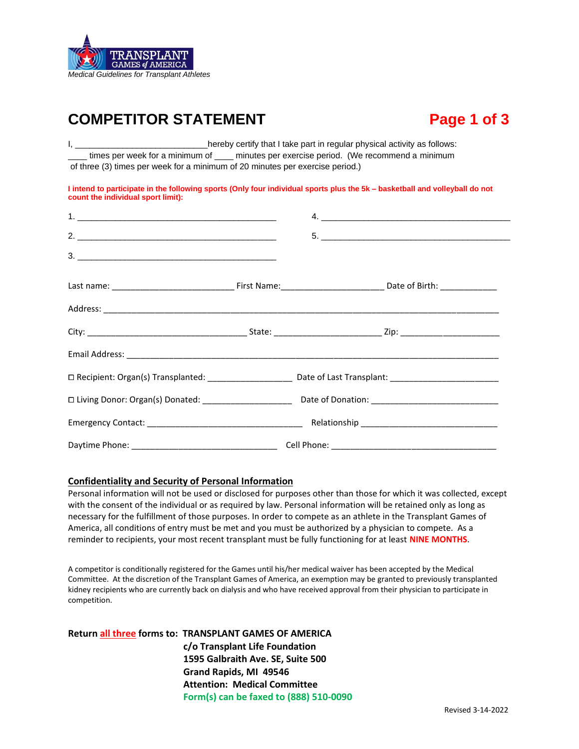Medical Guidelines for Transplant Athletes

# COMPETITOR STATEMENT

**Page 1 of 3**

I, ____________________________hereby certify that I take part in regular physical activity as follows: ____ times per week for a minimum of ____ minutes per exercise period. (We recommend a minimum of three (3) times per week for a minimum of 20 minutes per exercise period.)

**I intend to participate in the following sports (Only four individual sports plus the 5k – basketball and volleyball do not count the individual sport limit):**

1. ___________________________________________
2. ___________________________________________
3. ___________________________________________
4. ___________________________________________
5. ___________________________________________

Last name: _________________________ First Name:_____________________ Date of Birth: ____________

Address: ________________________________________________________________________________

City: __________________________________ State: ______________________ Zip: ____________________

Email Address: ___________________________________________________________________________

☐ Recipient: Organ(s) Transplanted: __________________ Date of Last Transplant: ______________________

☐ Living Donor: Organ(s) Donated: ___________________ Date of Donation: ___________________________

Emergency Contact: ________________________________ Relationship ____________________________

Daytime Phone: ______________________________ Cell Phone: __________________________________

## Confidentiality and Security of Personal Information

Personal information will not be used or disclosed for purposes other than those for which it was collected, except with the consent of the individual or as required by law. Personal information will be retained only as long as necessary for the fulfillment of those purposes. In order to compete as an athlete in the Transplant Games of America, all conditions of entry must be met and you must be authorized by a physician to compete. As a reminder to recipients, your most recent transplant must be fully functioning for at least **NINE MONTHS**.

A competitor is conditionally registered for the Games until his/her medical waiver has been accepted by the Medical Committee. At the discretion of the Transplant Games of America, an exemption may be granted to previously transplanted kidney recipients who are currently back on dialysis and who have received approval from their physician to participate in competition.

**Return all three forms to: TRANSPLANT GAMES OF AMERICA**
**c/o Transplant Life Foundation**
**1595 Galbraith Ave. SE, Suite 500**
**Grand Rapids, MI 49546**
**Attention: Medical Committee**
**Form(s) can be faxed to (888) 510-0090**

Revised 3-14-2022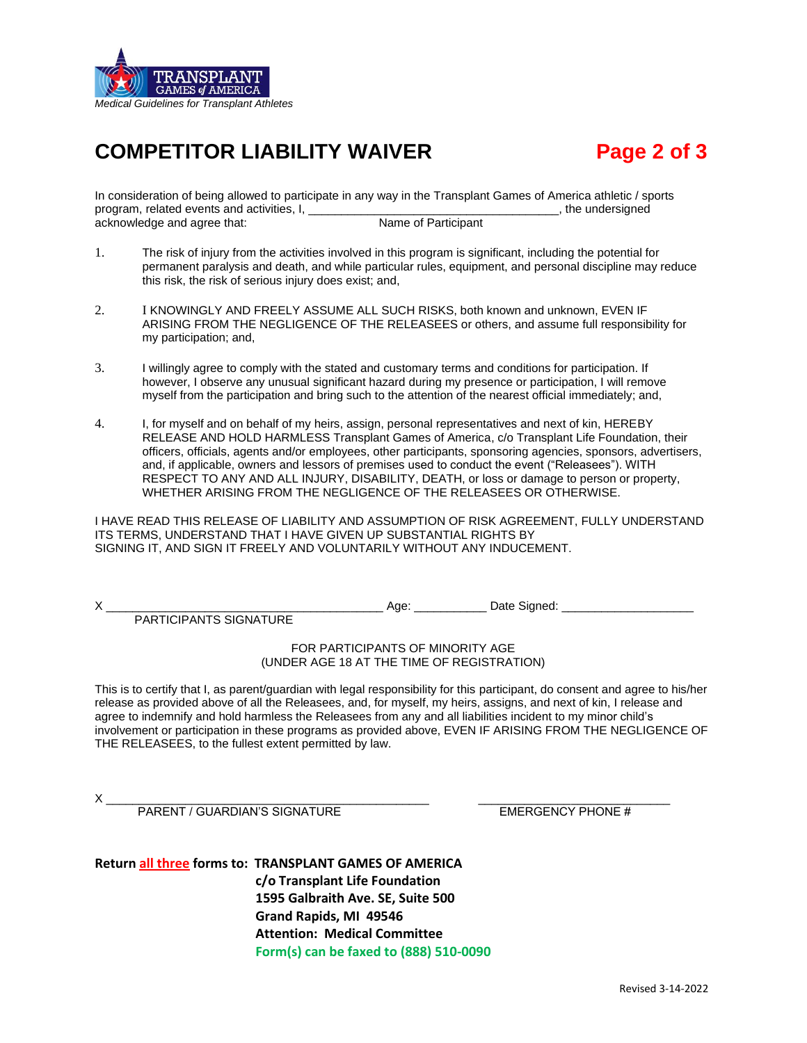*Medical Guidelines for Transplant Athletes*

# COMPETITOR LIABILITY WAIVER

**Page 2 of 3**

In consideration of being allowed to participate in any way in the Transplant Games of America athletic / sports program, related events and activities, I, _____________________________________, the undersigned acknowledge and agree that: Name of Participant

1. The risk of injury from the activities involved in this program is significant, including the potential for permanent paralysis and death, and while particular rules, equipment, and personal discipline may reduce this risk, the risk of serious injury does exist; and,

2. I KNOWINGLY AND FREELY ASSUME ALL SUCH RISKS, both known and unknown, EVEN IF ARISING FROM THE NEGLIGENCE OF THE RELEASEES or others, and assume full responsibility for my participation; and,

3. I willingly agree to comply with the stated and customary terms and conditions for participation. If however, I observe any unusual significant hazard during my presence or participation, I will remove myself from the participation and bring such to the attention of the nearest official immediately; and,

4. I, for myself and on behalf of my heirs, assign, personal representatives and next of kin, HEREBY RELEASE AND HOLD HARMLESS Transplant Games of America, c/o Transplant Life Foundation, their officers, officials, agents and/or employees, other participants, sponsoring agencies, sponsors, advertisers, and, if applicable, owners and lessors of premises used to conduct the event ("Releasees"). WITH RESPECT TO ANY AND ALL INJURY, DISABILITY, DEATH, or loss or damage to person or property, WHETHER ARISING FROM THE NEGLIGENCE OF THE RELEASEES OR OTHERWISE.

I HAVE READ THIS RELEASE OF LIABILITY AND ASSUMPTION OF RISK AGREEMENT, FULLY UNDERSTAND ITS TERMS, UNDERSTAND THAT I HAVE GIVEN UP SUBSTANTIAL RIGHTS BY SIGNING IT, AND SIGN IT FREELY AND VOLUNTARILY WITHOUT ANY INDUCEMENT.

X __________________________________________ Age: ___________ Date Signed: ____________________
PARTICIPANTS SIGNATURE

FOR PARTICIPANTS OF MINORITY AGE
(UNDER AGE 18 AT THE TIME OF REGISTRATION)

This is to certify that I, as parent/guardian with legal responsibility for this participant, do consent and agree to his/her release as provided above of all the Releasees, and, for myself, my heirs, assigns, and next of kin, I release and agree to indemnify and hold harmless the Releasees from any and all liabilities incident to my minor child's involvement or participation in these programs as provided above, EVEN IF ARISING FROM THE NEGLIGENCE OF THE RELEASEES, to the fullest extent permitted by law.

X ________________________________________________ ____________________________
PARENT / GUARDIAN'S SIGNATURE EMERGENCY PHONE #

**Return all three forms to: TRANSPLANT GAMES OF AMERICA**
**c/o Transplant Life Foundation**
**1595 Galbraith Ave. SE, Suite 500**
**Grand Rapids, MI 49546**
**Attention: Medical Committee**
**Form(s) can be faxed to (888) 510-0090**

Revised 3-14-2022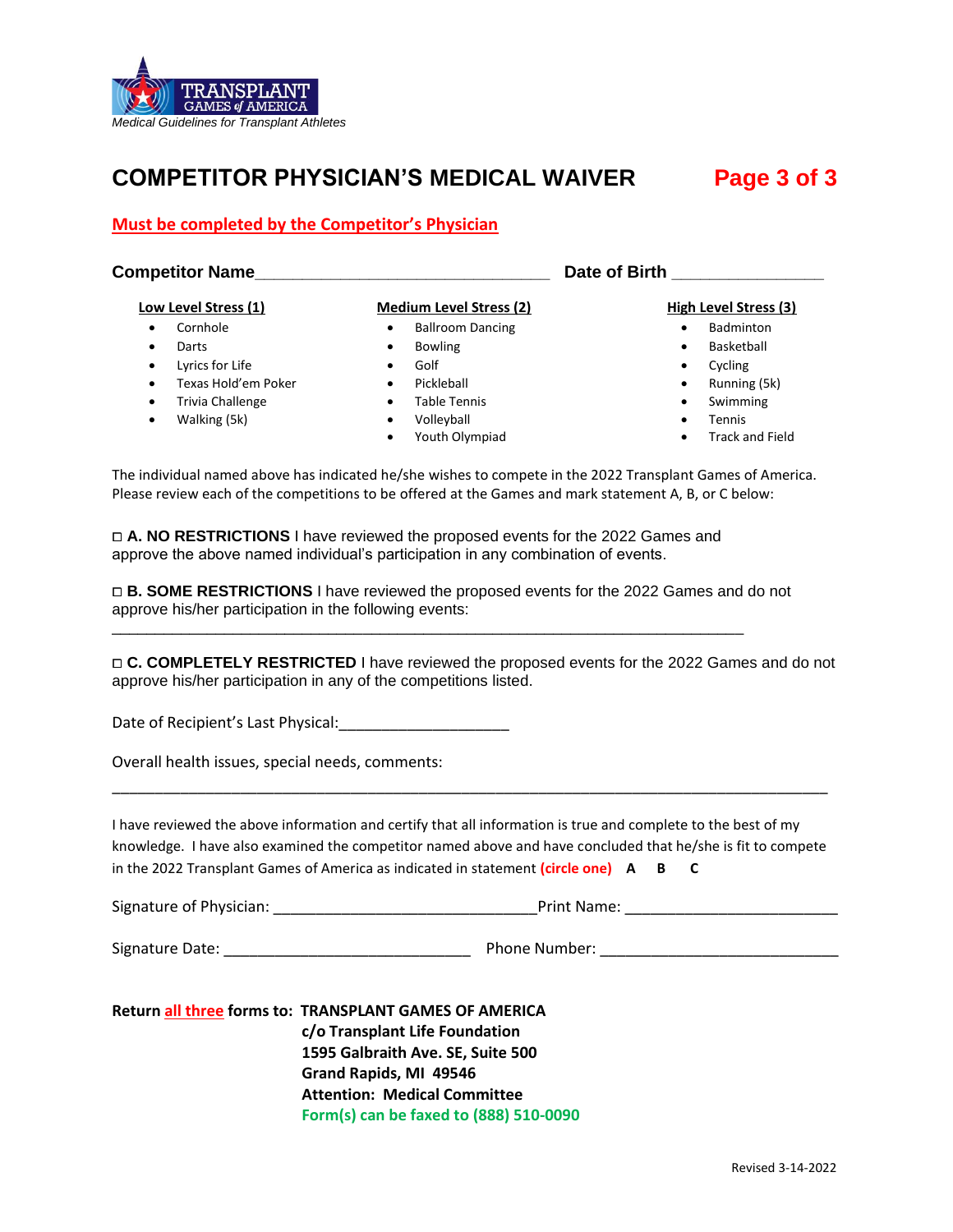TRANSPLANT GAMES of AMERICA

*Medical Guidelines for Transplant Athletes*

# COMPETITOR PHYSICIAN'S MEDICAL WAIVER

**Page 3 of 3**

**Must be completed by the Competitor's Physician**

**Competitor Name**________________________________ **Date of Birth** ________________

**Low Level Stress (1)**

- Cornhole
- Darts
- Lyrics for Life
- Texas Hold'em Poker
- Trivia Challenge
- Walking (5k)

**Medium Level Stress (2)**

- Ballroom Dancing
- Bowling
- Golf
- Pickleball
- Table Tennis
- Volleyball
- Youth Olympiad

**High Level Stress (3)**

- Badminton
- Basketball
- Cycling
- Running (5k)
- Swimming
- Tennis
- Track and Field

The individual named above has indicated he/she wishes to compete in the 2022 Transplant Games of America. Please review each of the competitions to be offered at the Games and mark statement A, B, or C below:

☐ **A. NO RESTRICTIONS** I have reviewed the proposed events for the 2022 Games and approve the above named individual's participation in any combination of events.

☐ **B. SOME RESTRICTIONS** I have reviewed the proposed events for the 2022 Games and do not approve his/her participation in the following events:

_______________________________________________________________________

☐ **C. COMPLETELY RESTRICTED** I have reviewed the proposed events for the 2022 Games and do not approve his/her participation in any of the competitions listed.

Date of Recipient's Last Physical:___________________

Overall health issues, special needs, comments:

_______________________________________________________________________________

I have reviewed the above information and certify that all information is true and complete to the best of my knowledge. I have also examined the competitor named above and have concluded that he/she is fit to compete in the 2022 Transplant Games of America as indicated in statement **(circle one)** **A B C**

Signature of Physician: _____________________________Print Name: _______________________

Signature Date: ___________________________ Phone Number: __________________________

**Return all three forms to: TRANSPLANT GAMES OF AMERICA**
**c/o Transplant Life Foundation**
**1595 Galbraith Ave. SE, Suite 500**
**Grand Rapids, MI 49546**
**Attention: Medical Committee**
**Form(s) can be faxed to (888) 510-0090**

Revised 3-14-2022